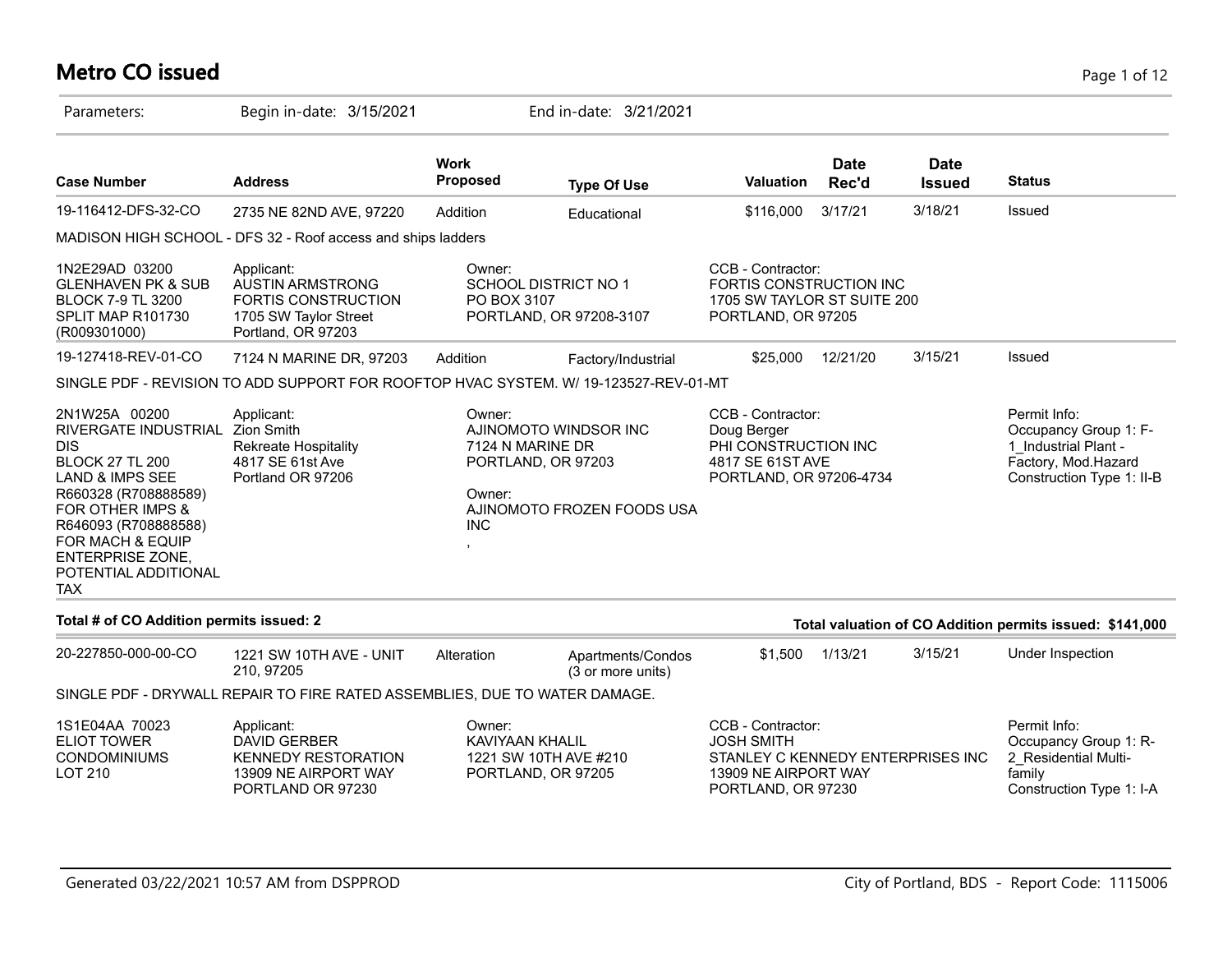# Metro CO issued

Parameters: Begin in-date: 3/15/2021 End in-date: 3/21/2021

| Case Number | Address | Work Proposed | Type Of Use | Valuation | Date Rec'd | Date Issued | Status |
|---|---|---|---|---|---|---|---|
| 19-116412-DFS-32-CO | 2735 NE 82ND AVE, 97220 | Addition | Educational | $116,000 | 3/17/21 | 3/18/21 | Issued |
| MADISON HIGH SCHOOL - DFS 32 - Roof access and ships ladders | | | | | | | |
| 1N2E29AD 03200 GLENHAVEN PK & SUB BLOCK 7-9 TL 3200 SPLIT MAP R101730 (R009301000) | Applicant: AUSTIN ARMSTRONG FORTIS CONSTRUCTION 1705 SW Taylor Street Portland, OR 97203 | Owner: SCHOOL DISTRICT NO 1 PO BOX 3107 PORTLAND, OR 97208-3107 | | CCB - Contractor: FORTIS CONSTRUCTION INC 1705 SW TAYLOR ST SUITE 200 PORTLAND, OR 97205 | | | |
| 19-127418-REV-01-CO | 7124 N MARINE DR, 97203 | Addition | Factory/Industrial | $25,000 | 12/21/20 | 3/15/21 | Issued |
| SINGLE PDF - REVISION TO ADD SUPPORT FOR ROOFTOP HVAC SYSTEM. W/ 19-123527-REV-01-MT | | | | | | | |
| 2N1W25A 00200 RIVERGATE INDUSTRIAL DIS BLOCK 27 TL 200 LAND & IMPS SEE R660328 (R708888589) FOR OTHER IMPS & R646093 (R708888588) FOR MACH & EQUIP ENTERPRISE ZONE, POTENTIAL ADDITIONAL TAX | Applicant: Zion Smith Rekreate Hospitality 4817 SE 61st Ave Portland OR 97206 | Owner: AJINOMOTO WINDSOR INC 7124 N MARINE DR PORTLAND, OR 97203<br>Owner: AJINOMOTO FROZEN FOODS USA INC , | | CCB - Contractor: Doug Berger PHI CONSTRUCTION INC 4817 SE 61ST AVE PORTLAND, OR 97206-4734 | | | Permit Info: Occupancy Group 1: F-1_Industrial Plant - Factory, Mod.Hazard Construction Type 1: II-B |

**Total # of CO Addition permits issued: 2** **Total valuation of CO Addition permits issued: $141,000**

| Case Number | Address | Work Proposed | Type Of Use | Valuation | Date Rec'd | Date Issued | Status |
|---|---|---|---|---|---|---|---|
| 20-227850-000-00-CO | 1221 SW 10TH AVE - UNIT 210, 97205 | Alteration | Apartments/Condos (3 or more units) | $1,500 | 1/13/21 | 3/15/21 | Under Inspection |
| SINGLE PDF - DRYWALL REPAIR TO FIRE RATED ASSEMBLIES, DUE TO WATER DAMAGE. | | | | | | | |
| 1S1E04AA 70023 ELIOT TOWER CONDOMINIUMS LOT 210 | Applicant: DAVID GERBER KENNEDY RESTORATION 13909 NE AIRPORT WAY PORTLAND OR 97230 | Owner: KAVIYAAN KHALIL 1221 SW 10TH AVE #210 PORTLAND, OR 97205 | | CCB - Contractor: JOSH SMITH STANLEY C KENNEDY ENTERPRISES INC 13909 NE AIRPORT WAY PORTLAND, OR 97230 | | | Permit Info: Occupancy Group 1: R-2_Residential Multi-family Construction Type 1: I-A |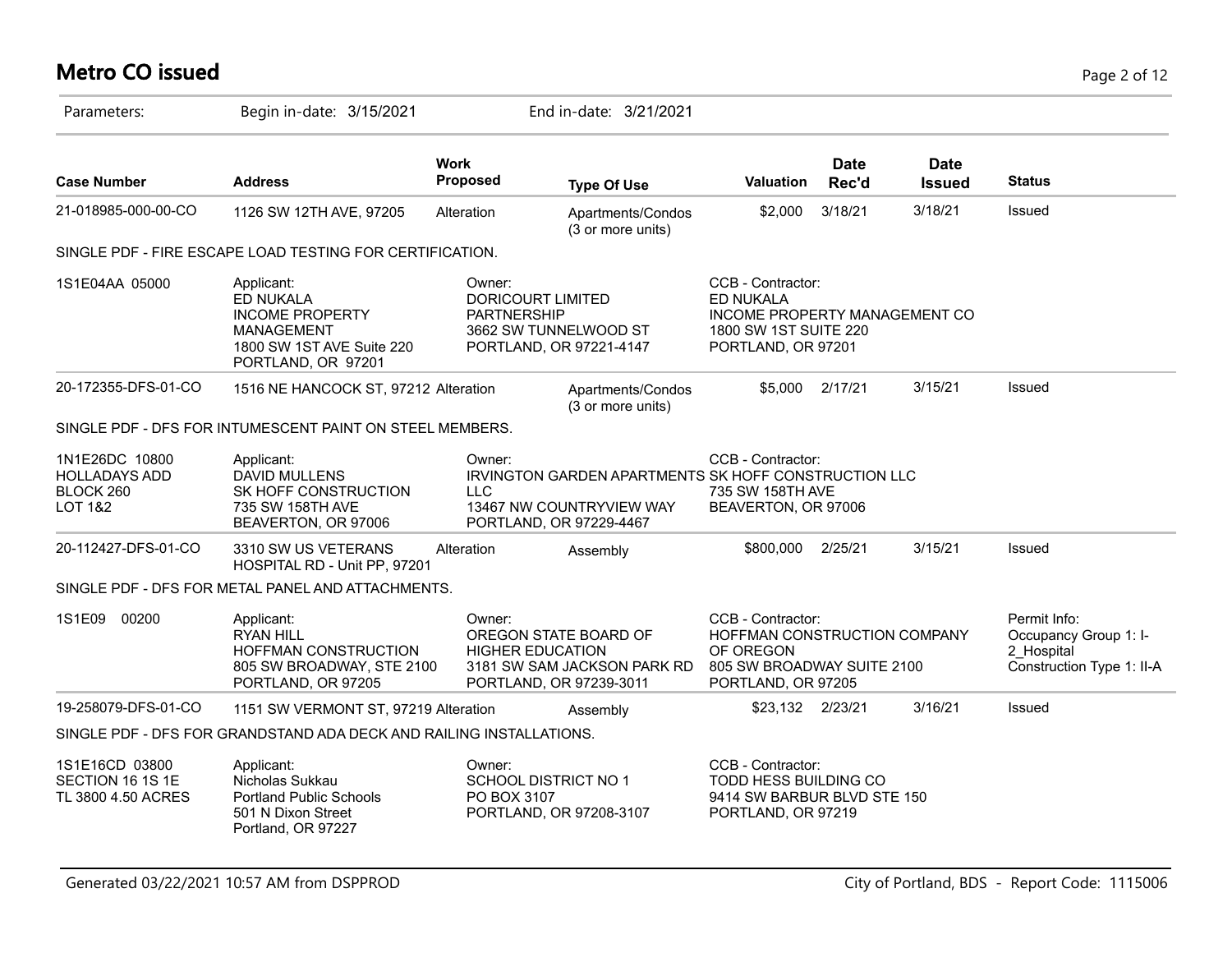# Metro CO issued

Parameters: Begin in-date: 3/15/2021 End in-date: 3/21/2021

| Case Number | Address | Work Proposed | Type Of Use | Valuation | Date Rec'd | Date Issued | Status |
|---|---|---|---|---|---|---|---|
| 21-018985-000-00-CO | 1126 SW 12TH AVE, 97205 | Alteration | Apartments/Condos (3 or more units) | $2,000 | 3/18/21 | 3/18/21 | Issued |

SINGLE PDF - FIRE ESCAPE LOAD TESTING FOR CERTIFICATION.

| | | | | |
|---|---|---|---|---|
| 1S1E04AA 05000 | Applicant:<br>ED NUKALA<br>INCOME PROPERTY MANAGEMENT<br>1800 SW 1ST AVE Suite 220<br>PORTLAND, OR 97201 | Owner:<br>DORICOURT LIMITED PARTNERSHIP<br>3662 SW TUNNELWOOD ST<br>PORTLAND, OR 97221-4147 | CCB - Contractor:<br>ED NUKALA<br>INCOME PROPERTY MANAGEMENT CO<br>1800 SW 1ST SUITE 220<br>PORTLAND, OR 97201 | |

| Case Number | Address | Work Proposed | Type Of Use | Valuation | Date Rec'd | Date Issued | Status |
|---|---|---|---|---|---|---|---|
| 20-172355-DFS-01-CO | 1516 NE HANCOCK ST, 97212 | Alteration | Apartments/Condos (3 or more units) | $5,000 | 2/17/21 | 3/15/21 | Issued |

SINGLE PDF - DFS FOR INTUMESCENT PAINT ON STEEL MEMBERS.

| | | | | |
|---|---|---|---|---|
| 1N1E26DC 10800<br>HOLLADAYS ADD<br>BLOCK 260<br>LOT 1&2 | Applicant:<br>DAVID MULLENS<br>SK HOFF CONSTRUCTION<br>735 SW 158TH AVE<br>BEAVERTON, OR 97006 | Owner:<br>IRVINGTON GARDEN APARTMENTS LLC<br>13467 NW COUNTRYVIEW WAY<br>PORTLAND, OR 97229-4467 | CCB - Contractor:<br>SK HOFF CONSTRUCTION LLC<br>735 SW 158TH AVE<br>BEAVERTON, OR 97006 | |

| Case Number | Address | Work Proposed | Type Of Use | Valuation | Date Rec'd | Date Issued | Status |
|---|---|---|---|---|---|---|---|
| 20-112427-DFS-01-CO | 3310 SW US VETERANS HOSPITAL RD - Unit PP, 97201 | Alteration | Assembly | $800,000 | 2/25/21 | 3/15/21 | Issued |

SINGLE PDF - DFS FOR METAL PANEL AND ATTACHMENTS.

| | | | | |
|---|---|---|---|---|
| 1S1E09 00200 | Applicant:<br>RYAN HILL<br>HOFFMAN CONSTRUCTION<br>805 SW BROADWAY, STE 2100<br>PORTLAND, OR 97205 | Owner:<br>OREGON STATE BOARD OF HIGHER EDUCATION<br>3181 SW SAM JACKSON PARK RD<br>PORTLAND, OR 97239-3011 | CCB - Contractor:<br>HOFFMAN CONSTRUCTION COMPANY OF OREGON<br>805 SW BROADWAY SUITE 2100<br>PORTLAND, OR 97205 | Permit Info:<br>Occupancy Group 1: I-2_Hospital<br>Construction Type 1: II-A |

| Case Number | Address | Work Proposed | Type Of Use | Valuation | Date Rec'd | Date Issued | Status |
|---|---|---|---|---|---|---|---|
| 19-258079-DFS-01-CO | 1151 SW VERMONT ST, 97219 | Alteration | Assembly | $23,132 | 2/23/21 | 3/16/21 | Issued |

SINGLE PDF - DFS FOR GRANDSTAND ADA DECK AND RAILING INSTALLATIONS.

| | | | | |
|---|---|---|---|---|
| 1S1E16CD 03800<br>SECTION 16 1S 1E<br>TL 3800 4.50 ACRES | Applicant:<br>Nicholas Sukkau<br>Portland Public Schools<br>501 N Dixon Street<br>Portland, OR 97227 | Owner:<br>SCHOOL DISTRICT NO 1<br>PO BOX 3107<br>PORTLAND, OR 97208-3107 | CCB - Contractor:<br>TODD HESS BUILDING CO<br>9414 SW BARBUR BLVD STE 150<br>PORTLAND, OR 97219 | |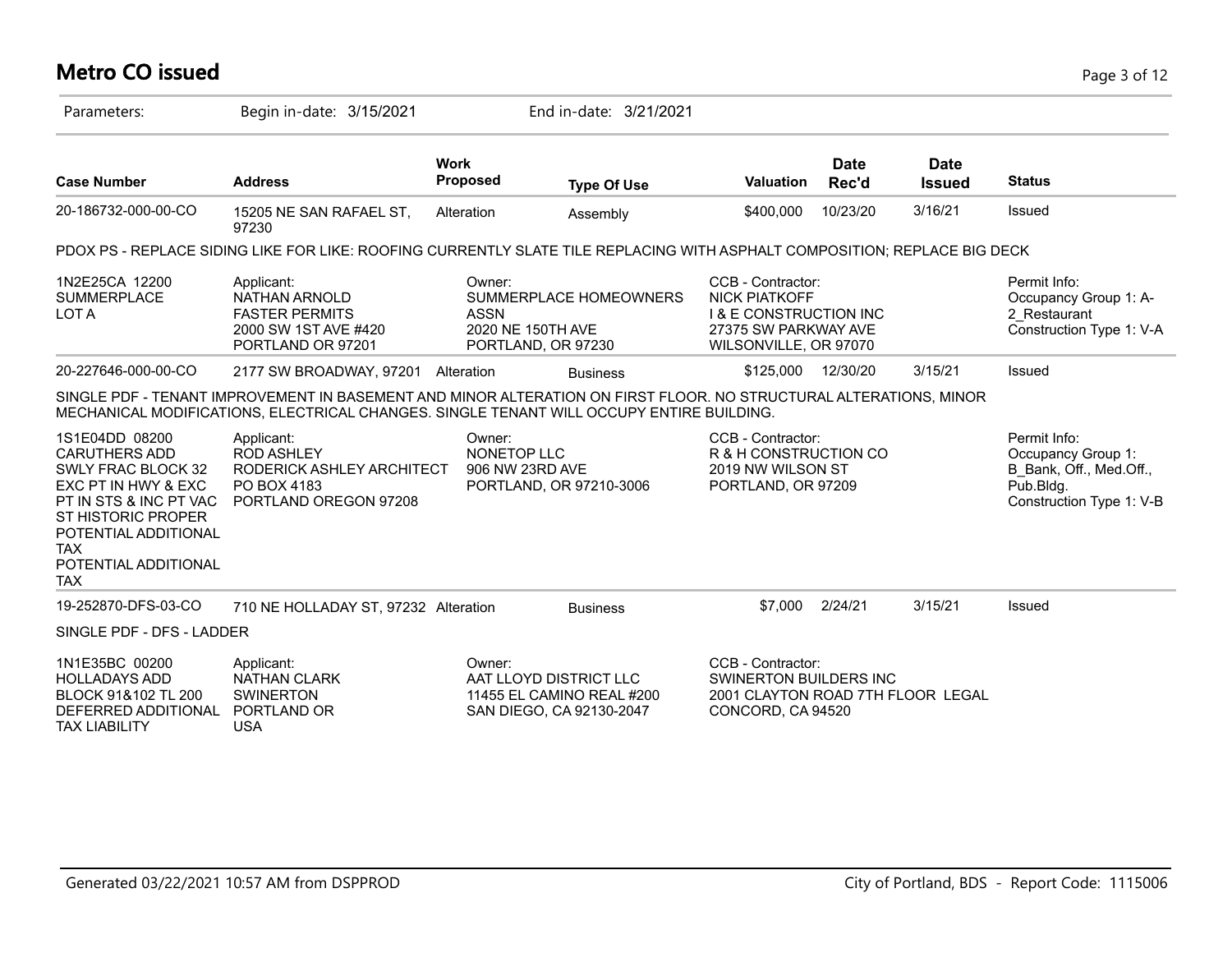# Metro CO issued

Parameters: Begin in-date: 3/15/2021 End in-date: 3/21/2021

| Case Number | Address | Work Proposed | Type Of Use | Valuation | Date Rec'd | Date Issued | Status |
|---|---|---|---|---|---|---|---|
| 20-186732-000-00-CO | 15205 NE SAN RAFAEL ST, 97230 | Alteration | Assembly | $400,000 | 10/23/20 | 3/16/21 | Issued |

PDOX PS - REPLACE SIDING LIKE FOR LIKE: ROOFING CURRENTLY SLATE TILE REPLACING WITH ASPHALT COMPOSITION; REPLACE BIG DECK

1N2E25CA 12200
SUMMERPLACE
LOT A

Applicant:
NATHAN ARNOLD
FASTER PERMITS
2000 SW 1ST AVE #420
PORTLAND OR 97201

Owner:
SUMMERPLACE HOMEOWNERS ASSN
2020 NE 150TH AVE
PORTLAND, OR 97230

CCB - Contractor:
NICK PIATKOFF
I & E CONSTRUCTION INC
27375 SW PARKWAY AVE
WILSONVILLE, OR 97070

Permit Info:
Occupancy Group 1: A-2_Restaurant
Construction Type 1: V-A

| Case Number | Address | Work Proposed | Type Of Use | Valuation | Date Rec'd | Date Issued | Status |
|---|---|---|---|---|---|---|---|
| 20-227646-000-00-CO | 2177 SW BROADWAY, 97201 | Alteration | Business | $125,000 | 12/30/20 | 3/15/21 | Issued |

SINGLE PDF - TENANT IMPROVEMENT IN BASEMENT AND MINOR ALTERATION ON FIRST FLOOR. NO STRUCTURAL ALTERATIONS, MINOR MECHANICAL MODIFICATIONS, ELECTRICAL CHANGES. SINGLE TENANT WILL OCCUPY ENTIRE BUILDING.

1S1E04DD 08200
CARUTHERS ADD
SWLY FRAC BLOCK 32
EXC PT IN HWY & EXC PT IN STS & INC PT VAC ST HISTORIC PROPER
POTENTIAL ADDITIONAL TAX
POTENTIAL ADDITIONAL TAX

Applicant:
ROD ASHLEY
RODERICK ASHLEY ARCHITECT
PO BOX 4183
PORTLAND OREGON 97208

Owner:
NONETOP LLC
906 NW 23RD AVE
PORTLAND, OR 97210-3006

CCB - Contractor:
R & H CONSTRUCTION CO
2019 NW WILSON ST
PORTLAND, OR 97209

Permit Info:
Occupancy Group 1: B_Bank, Off., Med.Off., Pub.Bldg.
Construction Type 1: V-B

| Case Number | Address | Work Proposed | Type Of Use | Valuation | Date Rec'd | Date Issued | Status |
|---|---|---|---|---|---|---|---|
| 19-252870-DFS-03-CO | 710 NE HOLLADAY ST, 97232 | Alteration | Business | $7,000 | 2/24/21 | 3/15/21 | Issued |

SINGLE PDF - DFS - LADDER

1N1E35BC 00200
HOLLADAYS ADD
BLOCK 91&102 TL 200
DEFERRED ADDITIONAL TAX LIABILITY

Applicant:
NATHAN CLARK
SWINERTON
PORTLAND OR
USA

Owner:
AAT LLOYD DISTRICT LLC
11455 EL CAMINO REAL #200
SAN DIEGO, CA 92130-2047

CCB - Contractor:
SWINERTON BUILDERS INC
2001 CLAYTON ROAD 7TH FLOOR LEGAL
CONCORD, CA 94520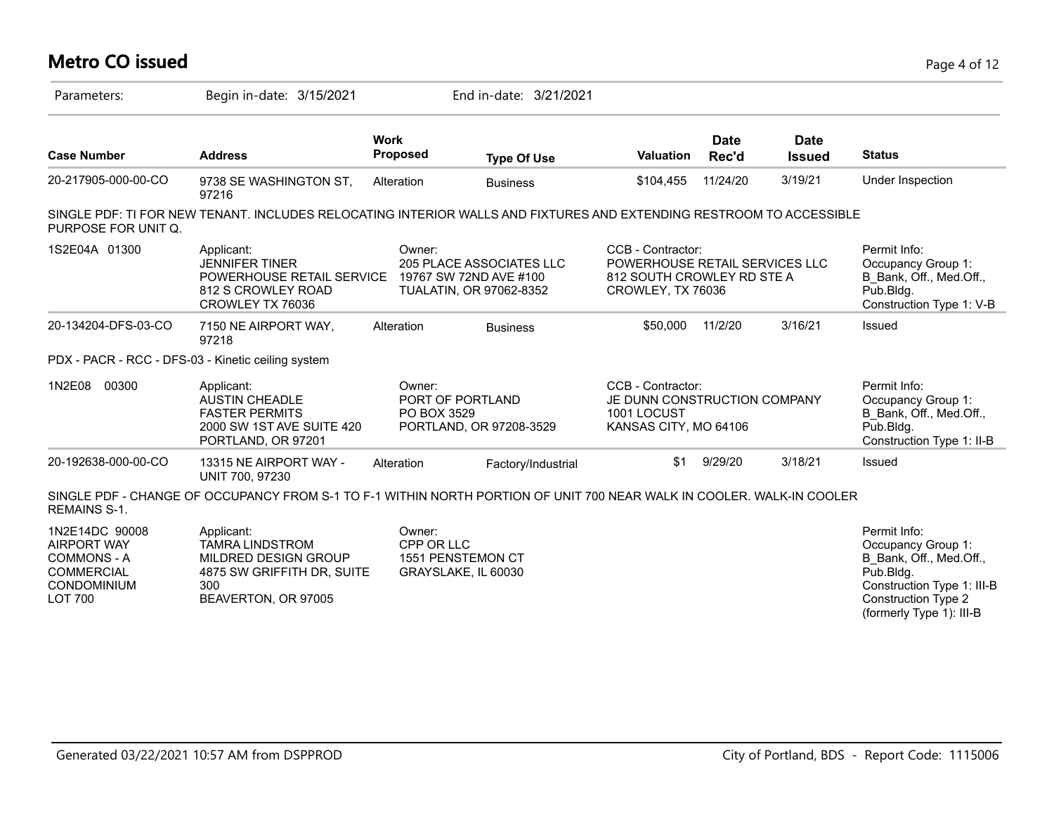# Metro CO issued

Parameters: Begin in-date: 3/15/2021 End in-date: 3/21/2021

| Case Number | Address | Work Proposed | Type Of Use | Valuation | Date Rec'd | Date Issued | Status |
|---|---|---|---|---|---|---|---|
| 20-217905-000-00-CO | 9738 SE WASHINGTON ST, 97216 | Alteration | Business | $104,455 | 11/24/20 | 3/19/21 | Under Inspection |

SINGLE PDF: TI FOR NEW TENANT. INCLUDES RELOCATING INTERIOR WALLS AND FIXTURES AND EXTENDING RESTROOM TO ACCESSIBLE PURPOSE FOR UNIT Q.

| | Applicant | Owner | CCB - Contractor | Permit Info |
|---|---|---|---|---|
| 1S2E04A 01300 | JENNIFER TINER<br>POWERHOUSE RETAIL SERVICE<br>812 S CROWLEY ROAD<br>CROWLEY TX 76036 | 205 PLACE ASSOCIATES LLC<br>19767 SW 72ND AVE #100<br>TUALATIN, OR 97062-8352 | POWERHOUSE RETAIL SERVICES LLC<br>812 SOUTH CROWLEY RD STE A<br>CROWLEY, TX 76036 | Occupancy Group 1: B_Bank, Off., Med.Off., Pub.Bldg.<br>Construction Type 1: V-B |

| Case Number | Address | Work Proposed | Type Of Use | Valuation | Date Rec'd | Date Issued | Status |
|---|---|---|---|---|---|---|---|
| 20-134204-DFS-03-CO | 7150 NE AIRPORT WAY, 97218 | Alteration | Business | $50,000 | 11/2/20 | 3/16/21 | Issued |

PDX - PACR - RCC - DFS-03 - Kinetic ceiling system

| | Applicant | Owner | CCB - Contractor | Permit Info |
|---|---|---|---|---|
| 1N2E08 00300 | AUSTIN CHEADLE<br>FASTER PERMITS<br>2000 SW 1ST AVE SUITE 420<br>PORTLAND, OR 97201 | PORT OF PORTLAND<br>PO BOX 3529<br>PORTLAND, OR 97208-3529 | JE DUNN CONSTRUCTION COMPANY<br>1001 LOCUST<br>KANSAS CITY, MO 64106 | Occupancy Group 1: B_Bank, Off., Med.Off., Pub.Bldg.<br>Construction Type 1: II-B |

| Case Number | Address | Work Proposed | Type Of Use | Valuation | Date Rec'd | Date Issued | Status |
|---|---|---|---|---|---|---|---|
| 20-192638-000-00-CO | 13315 NE AIRPORT WAY - UNIT 700, 97230 | Alteration | Factory/Industrial | $1 | 9/29/20 | 3/18/21 | Issued |

SINGLE PDF - CHANGE OF OCCUPANCY FROM S-1 TO F-1 WITHIN NORTH PORTION OF UNIT 700 NEAR WALK IN COOLER. WALK-IN COOLER REMAINS S-1.

| | Applicant | Owner | Permit Info |
|---|---|---|---|
| 1N2E14DC 90008<br>AIRPORT WAY COMMONS - A COMMERCIAL CONDOMINIUM<br>LOT 700 | TAMRA LINDSTROM<br>MILDRED DESIGN GROUP<br>4875 SW GRIFFITH DR, SUITE 300<br>BEAVERTON, OR 97005 | CPP OR LLC<br>1551 PENSTEMON CT<br>GRAYSLAKE, IL 60030 | Occupancy Group 1: B_Bank, Off., Med.Off., Pub.Bldg.<br>Construction Type 1: III-B<br>Construction Type 2 (formerly Type 1): III-B |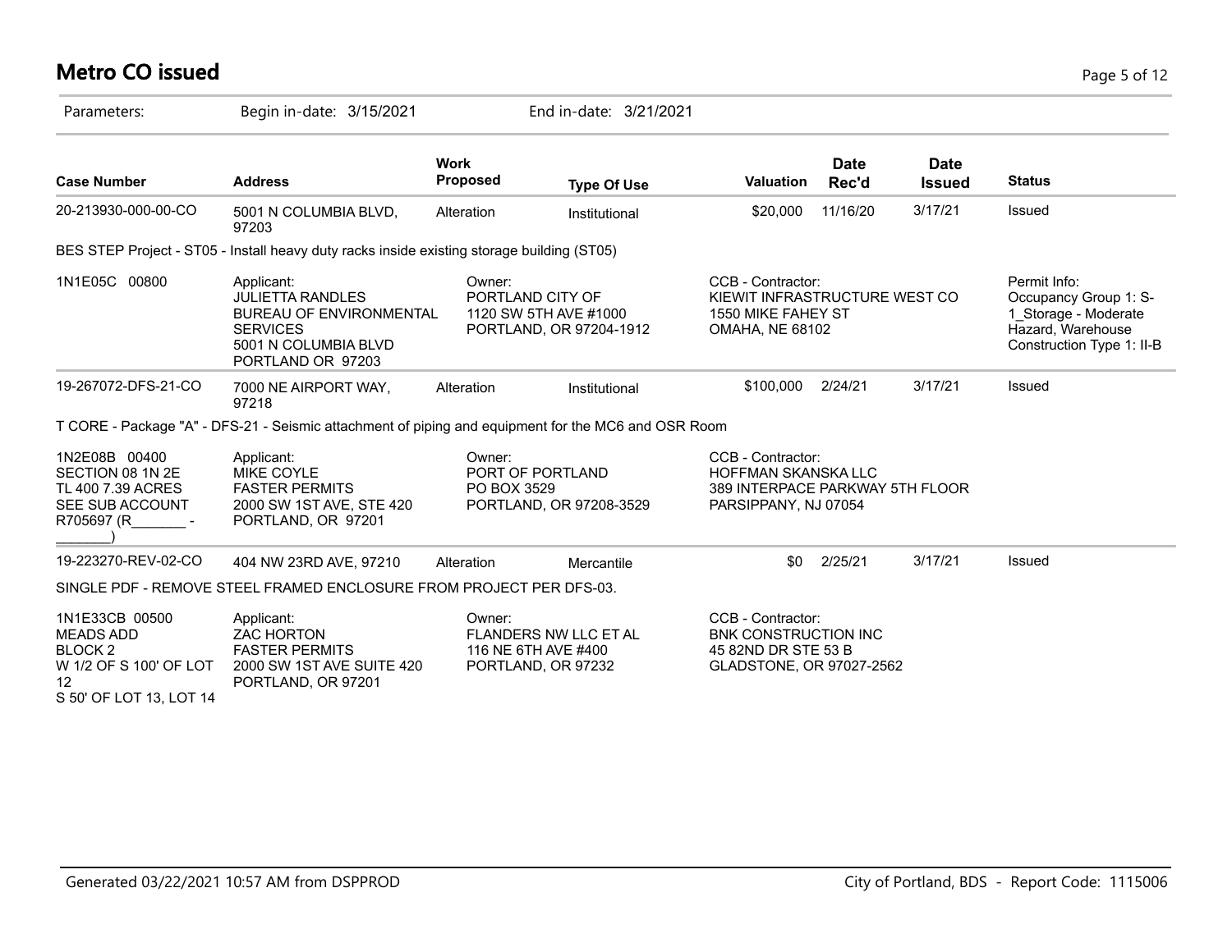# Metro CO issued

Parameters: Begin in-date: 3/15/2021 End in-date: 3/21/2021

| Case Number | Address | Work Proposed | Type Of Use | Valuation | Date Rec'd | Date Issued | Status |
|---|---|---|---|---|---|---|---|
| 20-213930-000-00-CO | 5001 N COLUMBIA BLVD, 97203 | Alteration | Institutional | $20,000 | 11/16/20 | 3/17/21 | Issued |

BES STEP Project - ST05 - Install heavy duty racks inside existing storage building (ST05)

1N1E05C 00800

Applicant:
JULIETTA RANDLES
BUREAU OF ENVIRONMENTAL SERVICES
5001 N COLUMBIA BLVD
PORTLAND OR 97203

Owner:
PORTLAND CITY OF
1120 SW 5TH AVE #1000
PORTLAND, OR 97204-1912

CCB - Contractor:
KIEWIT INFRASTRUCTURE WEST CO
1550 MIKE FAHEY ST
OMAHA, NE 68102

Permit Info:
Occupancy Group 1: S-1_Storage - Moderate Hazard, Warehouse
Construction Type 1: II-B

| Case Number | Address | Work Proposed | Type Of Use | Valuation | Date Rec'd | Date Issued | Status |
|---|---|---|---|---|---|---|---|
| 19-267072-DFS-21-CO | 7000 NE AIRPORT WAY, 97218 | Alteration | Institutional | $100,000 | 2/24/21 | 3/17/21 | Issued |

T CORE - Package "A" - DFS-21 - Seismic attachment of piping and equipment for the MC6 and OSR Room

1N2E08B 00400
SECTION 08 1N 2E
TL 400 7.39 ACRES
SEE SUB ACCOUNT
R705697 (R_______-_______)

Applicant:
MIKE COYLE
FASTER PERMITS
2000 SW 1ST AVE, STE 420
PORTLAND, OR 97201

Owner:
PORT OF PORTLAND
PO BOX 3529
PORTLAND, OR 97208-3529

CCB - Contractor:
HOFFMAN SKANSKA LLC
389 INTERPACE PARKWAY 5TH FLOOR
PARSIPPANY, NJ 07054

| Case Number | Address | Work Proposed | Type Of Use | Valuation | Date Rec'd | Date Issued | Status |
|---|---|---|---|---|---|---|---|
| 19-223270-REV-02-CO | 404 NW 23RD AVE, 97210 | Alteration | Mercantile | $0 | 2/25/21 | 3/17/21 | Issued |

SINGLE PDF - REMOVE STEEL FRAMED ENCLOSURE FROM PROJECT PER DFS-03.

1N1E33CB 00500
MEADS ADD
BLOCK 2
W 1/2 OF S 100' OF LOT 12
S 50' OF LOT 13, LOT 14

Applicant:
ZAC HORTON
FASTER PERMITS
2000 SW 1ST AVE SUITE 420
PORTLAND, OR 97201

Owner:
FLANDERS NW LLC ET AL
116 NE 6TH AVE #400
PORTLAND, OR 97232

CCB - Contractor:
BNK CONSTRUCTION INC
45 82ND DR STE 53 B
GLADSTONE, OR 97027-2562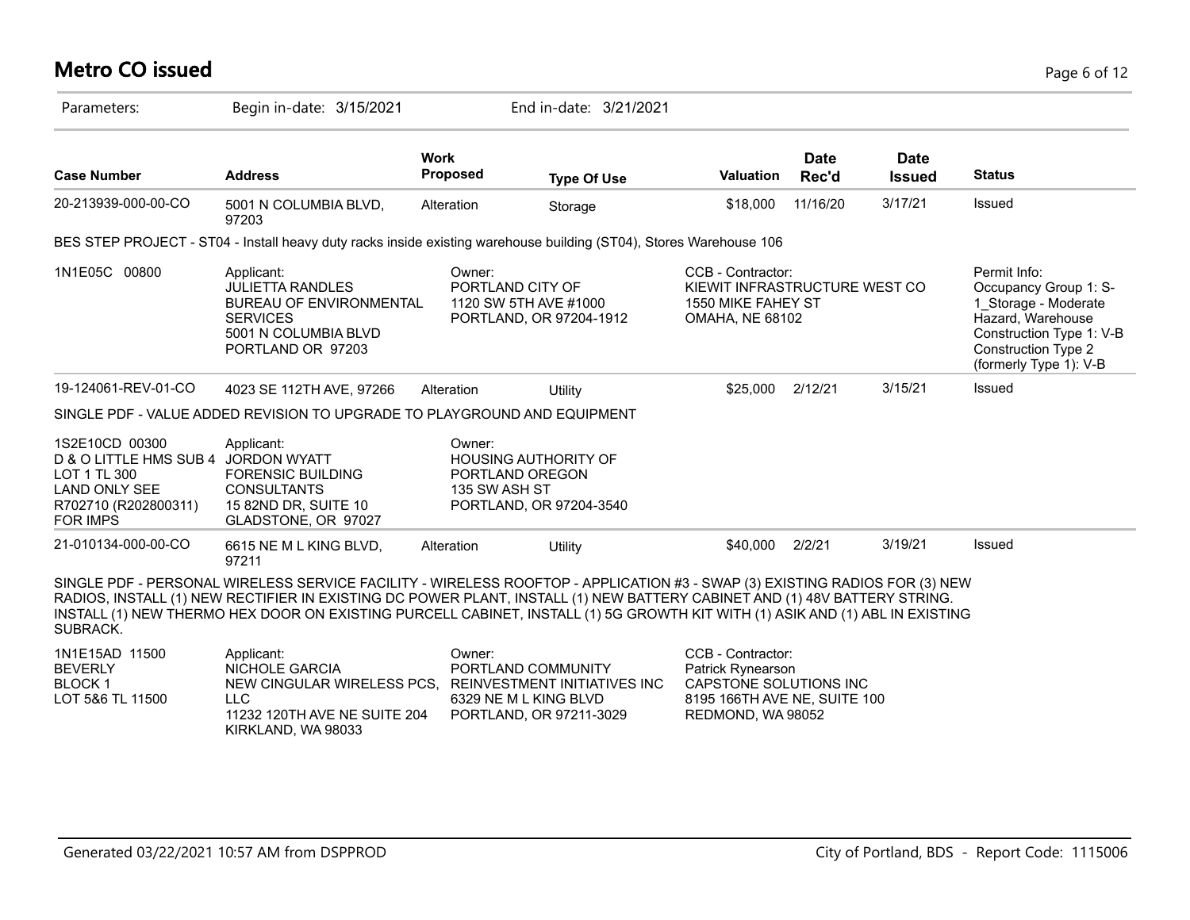# Metro CO issued

Parameters: Begin in-date: 3/15/2021 End in-date: 3/21/2021

| Case Number | Address | Work Proposed | Type Of Use | Valuation | Date Rec'd | Date Issued | Status |
|---|---|---|---|---|---|---|---|
| 20-213939-000-00-CO | 5001 N COLUMBIA BLVD, 97203 | Alteration | Storage | $18,000 | 11/16/20 | 3/17/21 | Issued |

BES STEP PROJECT - ST04 - Install heavy duty racks inside existing warehouse building (ST04), Stores Warehouse 106

| | | | | |
|---|---|---|---|---|
| 1N1E05C 00800 | Applicant:<br>JULIETTA RANDLES<br>BUREAU OF ENVIRONMENTAL SERVICES<br>5001 N COLUMBIA BLVD<br>PORTLAND OR 97203 | Owner:<br>PORTLAND CITY OF<br>1120 SW 5TH AVE #1000<br>PORTLAND, OR 97204-1912 | CCB - Contractor:<br>KIEWIT INFRASTRUCTURE WEST CO<br>1550 MIKE FAHEY ST<br>OMAHA, NE 68102 | Permit Info:<br>Occupancy Group 1: S-1_Storage - Moderate Hazard, Warehouse<br>Construction Type 1: V-B<br>Construction Type 2 (formerly Type 1): V-B |

| Case Number | Address | Work Proposed | Type Of Use | Valuation | Date Rec'd | Date Issued | Status |
|---|---|---|---|---|---|---|---|
| 19-124061-REV-01-CO | 4023 SE 112TH AVE, 97266 | Alteration | Utility | $25,000 | 2/12/21 | 3/15/21 | Issued |

SINGLE PDF - VALUE ADDED REVISION TO UPGRADE TO PLAYGROUND AND EQUIPMENT

| | | |
|---|---|---|
| 1S2E10CD 00300<br>D & O LITTLE HMS SUB 4<br>LOT 1 TL 300<br>LAND ONLY SEE<br>R702710 (R202800311)<br>FOR IMPS | Applicant:<br>JORDON WYATT<br>FORENSIC BUILDING CONSULTANTS<br>15 82ND DR, SUITE 10<br>GLADSTONE, OR 97027 | Owner:<br>HOUSING AUTHORITY OF PORTLAND OREGON<br>135 SW ASH ST<br>PORTLAND, OR 97204-3540 |

| Case Number | Address | Work Proposed | Type Of Use | Valuation | Date Rec'd | Date Issued | Status |
|---|---|---|---|---|---|---|---|
| 21-010134-000-00-CO | 6615 NE M L KING BLVD, 97211 | Alteration | Utility | $40,000 | 2/2/21 | 3/19/21 | Issued |

SINGLE PDF - PERSONAL WIRELESS SERVICE FACILITY - WIRELESS ROOFTOP - APPLICATION #3 - SWAP (3) EXISTING RADIOS FOR (3) NEW RADIOS, INSTALL (1) NEW RECTIFIER IN EXISTING DC POWER PLANT, INSTALL (1) NEW BATTERY CABINET AND (1) 48V BATTERY STRING. INSTALL (1) NEW THERMO HEX DOOR ON EXISTING PURCELL CABINET, INSTALL (1) 5G GROWTH KIT WITH (1) ASIK AND (1) ABL IN EXISTING SUBRACK.

| | | | |
|---|---|---|---|
| 1N1E15AD 11500<br>BEVERLY<br>BLOCK 1<br>LOT 5&6 TL 11500 | Applicant:<br>NICHOLE GARCIA<br>NEW CINGULAR WIRELESS PCS, LLC<br>11232 120TH AVE NE SUITE 204<br>KIRKLAND, WA 98033 | Owner:<br>PORTLAND COMMUNITY REINVESTMENT INITIATIVES INC<br>6329 NE M L KING BLVD<br>PORTLAND, OR 97211-3029 | CCB - Contractor:<br>Patrick Rynearson<br>CAPSTONE SOLUTIONS INC<br>8195 166TH AVE NE, SUITE 100<br>REDMOND, WA 98052 |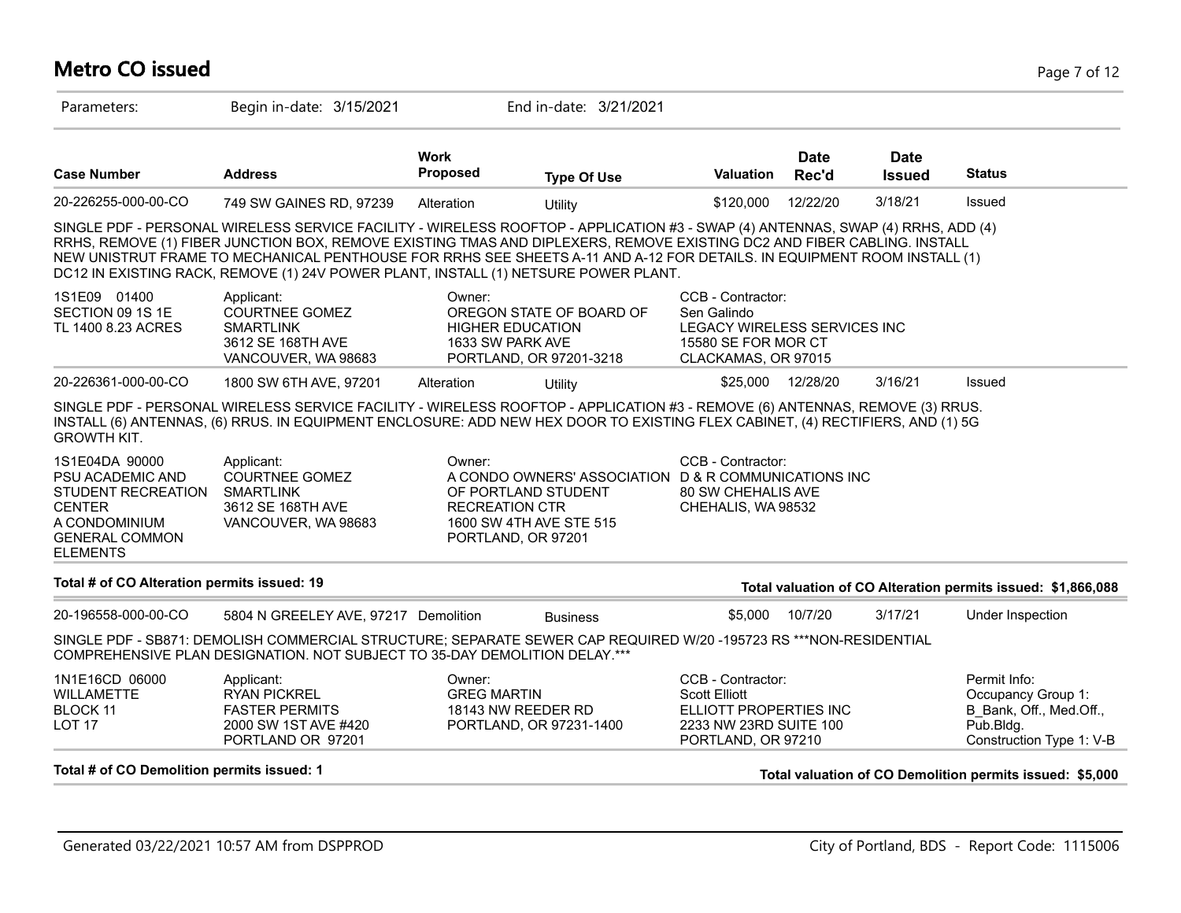# Metro CO issued

Parameters: Begin in-date: 3/15/2021 End in-date: 3/21/2021

| Case Number | Address | Work Proposed | Type Of Use | Valuation | Date Rec'd | Date Issued | Status |
|---|---|---|---|---|---|---|---|
| 20-226255-000-00-CO | 749 SW GAINES RD, 97239 | Alteration | Utility | $120,000 | 12/22/20 | 3/18/21 | Issued |

SINGLE PDF - PERSONAL WIRELESS SERVICE FACILITY - WIRELESS ROOFTOP - APPLICATION #3 - SWAP (4) ANTENNAS, SWAP (4) RRHS, ADD (4) RRHS, REMOVE (1) FIBER JUNCTION BOX, REMOVE EXISTING TMAS AND DIPLEXERS, REMOVE EXISTING DC2 AND FIBER CABLING. INSTALL NEW UNISTRUT FRAME TO MECHANICAL PENTHOUSE FOR RRHS SEE SHEETS A-11 AND A-12 FOR DETAILS. IN EQUIPMENT ROOM INSTALL (1) DC12 IN EXISTING RACK, REMOVE (1) 24V POWER PLANT, INSTALL (1) NETSURE POWER PLANT.

1S1E09 01400
SECTION 09 1S 1E
TL 1400 8.23 ACRES

Applicant:
COURTNEE GOMEZ
SMARTLINK
3612 SE 168TH AVE
VANCOUVER, WA 98683

Owner:
OREGON STATE OF BOARD OF HIGHER EDUCATION
1633 SW PARK AVE
PORTLAND, OR 97201-3218

CCB - Contractor:
Sen Galindo
LEGACY WIRELESS SERVICES INC
15580 SE FOR MOR CT
CLACKAMAS, OR 97015

| Case Number | Address | Work Proposed | Type Of Use | Valuation | Date Rec'd | Date Issued | Status |
|---|---|---|---|---|---|---|---|
| 20-226361-000-00-CO | 1800 SW 6TH AVE, 97201 | Alteration | Utility | $25,000 | 12/28/20 | 3/16/21 | Issued |

SINGLE PDF - PERSONAL WIRELESS SERVICE FACILITY - WIRELESS ROOFTOP - APPLICATION #3 - REMOVE (6) ANTENNAS, REMOVE (3) RRUS. INSTALL (6) ANTENNAS, (6) RRUS. IN EQUIPMENT ENCLOSURE: ADD NEW HEX DOOR TO EXISTING FLEX CABINET, (4) RECTIFIERS, AND (1) 5G GROWTH KIT.

1S1E04DA 90000
PSU ACADEMIC AND STUDENT RECREATION CENTER
A CONDOMINIUM
GENERAL COMMON ELEMENTS

Applicant:
COURTNEE GOMEZ
SMARTLINK
3612 SE 168TH AVE
VANCOUVER, WA 98683

Owner:
A CONDO OWNERS' ASSOCIATION OF PORTLAND STUDENT RECREATION CTR
1600 SW 4TH AVE STE 515
PORTLAND, OR 97201

CCB - Contractor:
D & R COMMUNICATIONS INC
80 SW CHEHALIS AVE
CHEHALIS, WA 98532

**Total # of CO Alteration permits issued: 19**

**Total valuation of CO Alteration permits issued: $1,866,088**

| Case Number | Address | Work Proposed | Type Of Use | Valuation | Date Rec'd | Date Issued | Status |
|---|---|---|---|---|---|---|---|
| 20-196558-000-00-CO | 5804 N GREELEY AVE, 97217 | Demolition | Business | $5,000 | 10/7/20 | 3/17/21 | Under Inspection |

SINGLE PDF - SB871: DEMOLISH COMMERCIAL STRUCTURE; SEPARATE SEWER CAP REQUIRED W/20 -195723 RS ***NON-RESIDENTIAL COMPREHENSIVE PLAN DESIGNATION. NOT SUBJECT TO 35-DAY DEMOLITION DELAY.***

1N1E16CD 06000
WILLAMETTE
BLOCK 11
LOT 17

Applicant:
RYAN PICKREL
FASTER PERMITS
2000 SW 1ST AVE #420
PORTLAND OR 97201

Owner:
GREG MARTIN
18143 NW REEDER RD
PORTLAND, OR 97231-1400

CCB - Contractor:
Scott Elliott
ELLIOTT PROPERTIES INC
2233 NW 23RD SUITE 100
PORTLAND, OR 97210

Permit Info:
Occupancy Group 1: B_Bank, Off., Med.Off., Pub.Bldg.
Construction Type 1: V-B

**Total # of CO Demolition permits issued: 1**

**Total valuation of CO Demolition permits issued: $5,000**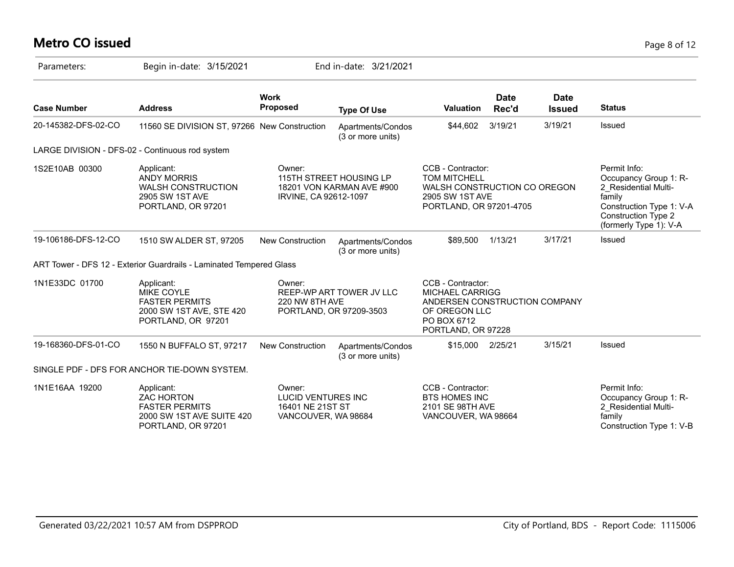# Metro CO issued

Parameters: Begin in-date: 3/15/2021 End in-date: 3/21/2021

| Case Number | Address | Work Proposed | Type Of Use | Valuation | Date Rec'd | Date Issued | Status |
|---|---|---|---|---|---|---|---|
| 20-145382-DFS-02-CO | 11560 SE DIVISION ST, 97266 | New Construction | Apartments/Condos (3 or more units) | $44,602 | 3/19/21 | 3/19/21 | Issued |

LARGE DIVISION - DFS-02 - Continuous rod system

| | | | | |
|---|---|---|---|---|
| 1S2E10AB 00300 | Applicant:<br>ANDY MORRIS<br>WALSH CONSTRUCTION<br>2905 SW 1ST AVE<br>PORTLAND, OR 97201 | Owner:<br>115TH STREET HOUSING LP<br>18201 VON KARMAN AVE #900<br>IRVINE, CA 92612-1097 | CCB - Contractor:<br>TOM MITCHELL<br>WALSH CONSTRUCTION CO OREGON<br>2905 SW 1ST AVE<br>PORTLAND, OR 97201-4705 | Permit Info:<br>Occupancy Group 1: R-2_Residential Multi-family<br>Construction Type 1: V-A<br>Construction Type 2 (formerly Type 1): V-A |

| Case Number | Address | Work Proposed | Type Of Use | Valuation | Date Rec'd | Date Issued | Status |
|---|---|---|---|---|---|---|---|
| 19-106186-DFS-12-CO | 1510 SW ALDER ST, 97205 | New Construction | Apartments/Condos (3 or more units) | $89,500 | 1/13/21 | 3/17/21 | Issued |

ART Tower - DFS 12 - Exterior Guardrails - Laminated Tempered Glass

| | | | |
|---|---|---|---|
| 1N1E33DC 01700 | Applicant:<br>MIKE COYLE<br>FASTER PERMITS<br>2000 SW 1ST AVE, STE 420<br>PORTLAND, OR 97201 | Owner:<br>REEP-WP ART TOWER JV LLC<br>220 NW 8TH AVE<br>PORTLAND, OR 97209-3503 | CCB - Contractor:<br>MICHAEL CARRIGG<br>ANDERSEN CONSTRUCTION COMPANY OF OREGON LLC<br>PO BOX 6712<br>PORTLAND, OR 97228 |

| Case Number | Address | Work Proposed | Type Of Use | Valuation | Date Rec'd | Date Issued | Status |
|---|---|---|---|---|---|---|---|
| 19-168360-DFS-01-CO | 1550 N BUFFALO ST, 97217 | New Construction | Apartments/Condos (3 or more units) | $15,000 | 2/25/21 | 3/15/21 | Issued |

SINGLE PDF - DFS FOR ANCHOR TIE-DOWN SYSTEM.

| | | | | |
|---|---|---|---|---|
| 1N1E16AA 19200 | Applicant:<br>ZAC HORTON<br>FASTER PERMITS<br>2000 SW 1ST AVE SUITE 420<br>PORTLAND, OR 97201 | Owner:<br>LUCID VENTURES INC<br>16401 NE 21ST ST<br>VANCOUVER, WA 98684 | CCB - Contractor:<br>BTS HOMES INC<br>2101 SE 98TH AVE<br>VANCOUVER, WA 98664 | Permit Info:<br>Occupancy Group 1: R-2_Residential Multi-family<br>Construction Type 1: V-B |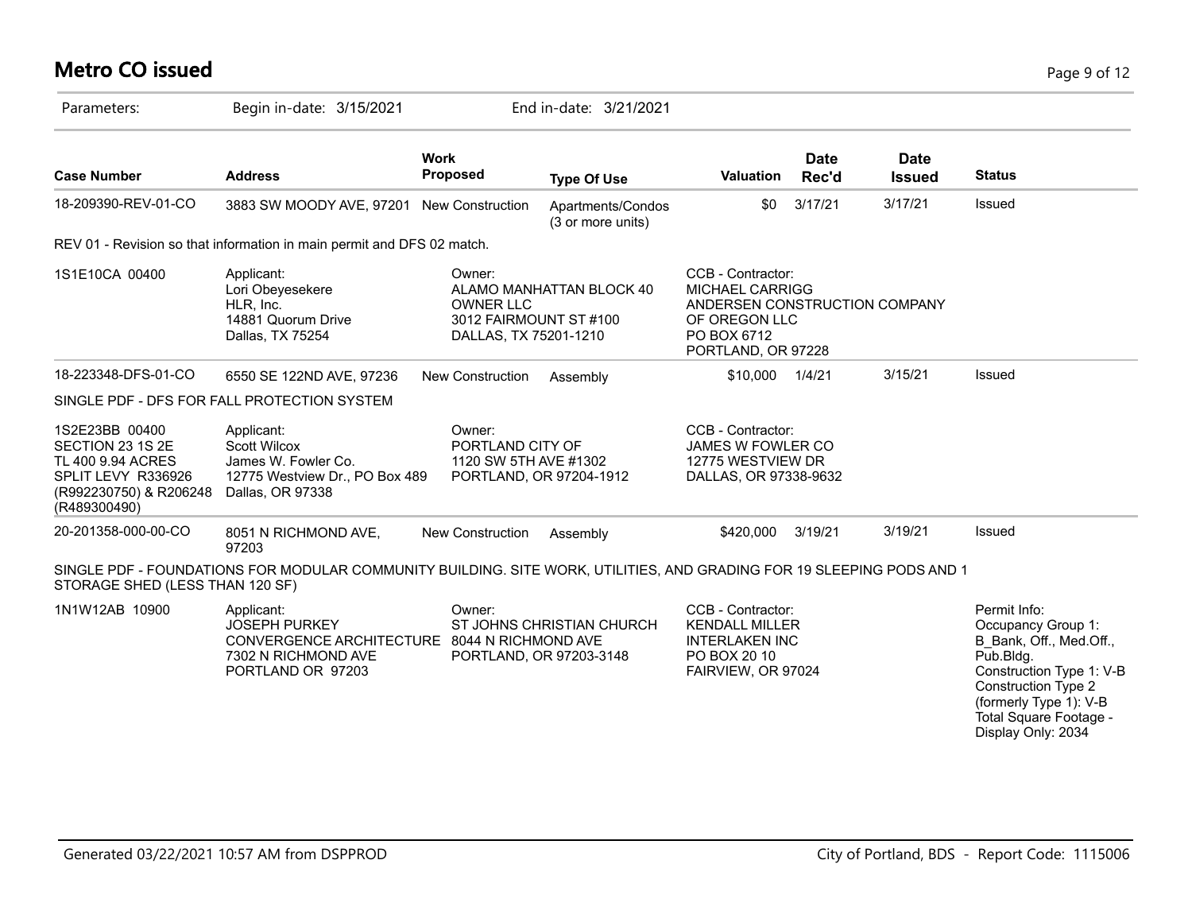# Metro CO issued

Parameters: Begin in-date: 3/15/2021 End in-date: 3/21/2021

| Case Number | Address | Work Proposed | Type Of Use | Valuation | Date Rec'd | Date Issued | Status |
|---|---|---|---|---|---|---|---|
| 18-209390-REV-01-CO | 3883 SW MOODY AVE, 97201 | New Construction | Apartments/Condos (3 or more units) | $0 | 3/17/21 | 3/17/21 | Issued |

REV 01 - Revision so that information in main permit and DFS 02 match.

1S1E10CA 00400

Applicant:
Lori Obeyesekere
HLR, Inc.
14881 Quorum Drive
Dallas, TX 75254

Owner:
ALAMO MANHATTAN BLOCK 40 OWNER LLC
3012 FAIRMOUNT ST #100
DALLAS, TX 75201-1210

CCB - Contractor:
MICHAEL CARRIGG
ANDERSEN CONSTRUCTION COMPANY OF OREGON LLC
PO BOX 6712
PORTLAND, OR 97228

| Case Number | Address | Work Proposed | Type Of Use | Valuation | Date Rec'd | Date Issued | Status |
|---|---|---|---|---|---|---|---|
| 18-223348-DFS-01-CO | 6550 SE 122ND AVE, 97236 | New Construction | Assembly | $10,000 | 1/4/21 | 3/15/21 | Issued |

SINGLE PDF - DFS FOR FALL PROTECTION SYSTEM

1S2E23BB 00400
SECTION 23 1S 2E
TL 400 9.94 ACRES
SPLIT LEVY R336926 (R992230750) & R206248 (R489300490)

Applicant:
Scott Wilcox
James W. Fowler Co.
12775 Westview Dr., PO Box 489
Dallas, OR 97338

Owner:
PORTLAND CITY OF
1120 SW 5TH AVE #1302
PORTLAND, OR 97204-1912

CCB - Contractor:
JAMES W FOWLER CO
12775 WESTVIEW DR
DALLAS, OR 97338-9632

| Case Number | Address | Work Proposed | Type Of Use | Valuation | Date Rec'd | Date Issued | Status |
|---|---|---|---|---|---|---|---|
| 20-201358-000-00-CO | 8051 N RICHMOND AVE, 97203 | New Construction | Assembly | $420,000 | 3/19/21 | 3/19/21 | Issued |

SINGLE PDF - FOUNDATIONS FOR MODULAR COMMUNITY BUILDING. SITE WORK, UTILITIES, AND GRADING FOR 19 SLEEPING PODS AND 1 STORAGE SHED (LESS THAN 120 SF)

1N1W12AB 10900

Applicant:
JOSEPH PURKEY
CONVERGENCE ARCHITECTURE
7302 N RICHMOND AVE
PORTLAND OR 97203

Owner:
ST JOHNS CHRISTIAN CHURCH
8044 N RICHMOND AVE
PORTLAND, OR 97203-3148

CCB - Contractor:
KENDALL MILLER
INTERLAKEN INC
PO BOX 20 10
FAIRVIEW, OR 97024

Permit Info:
Occupancy Group 1: B_Bank, Off., Med.Off., Pub.Bldg.
Construction Type 1: V-B
Construction Type 2 (formerly Type 1): V-B
Total Square Footage - Display Only: 2034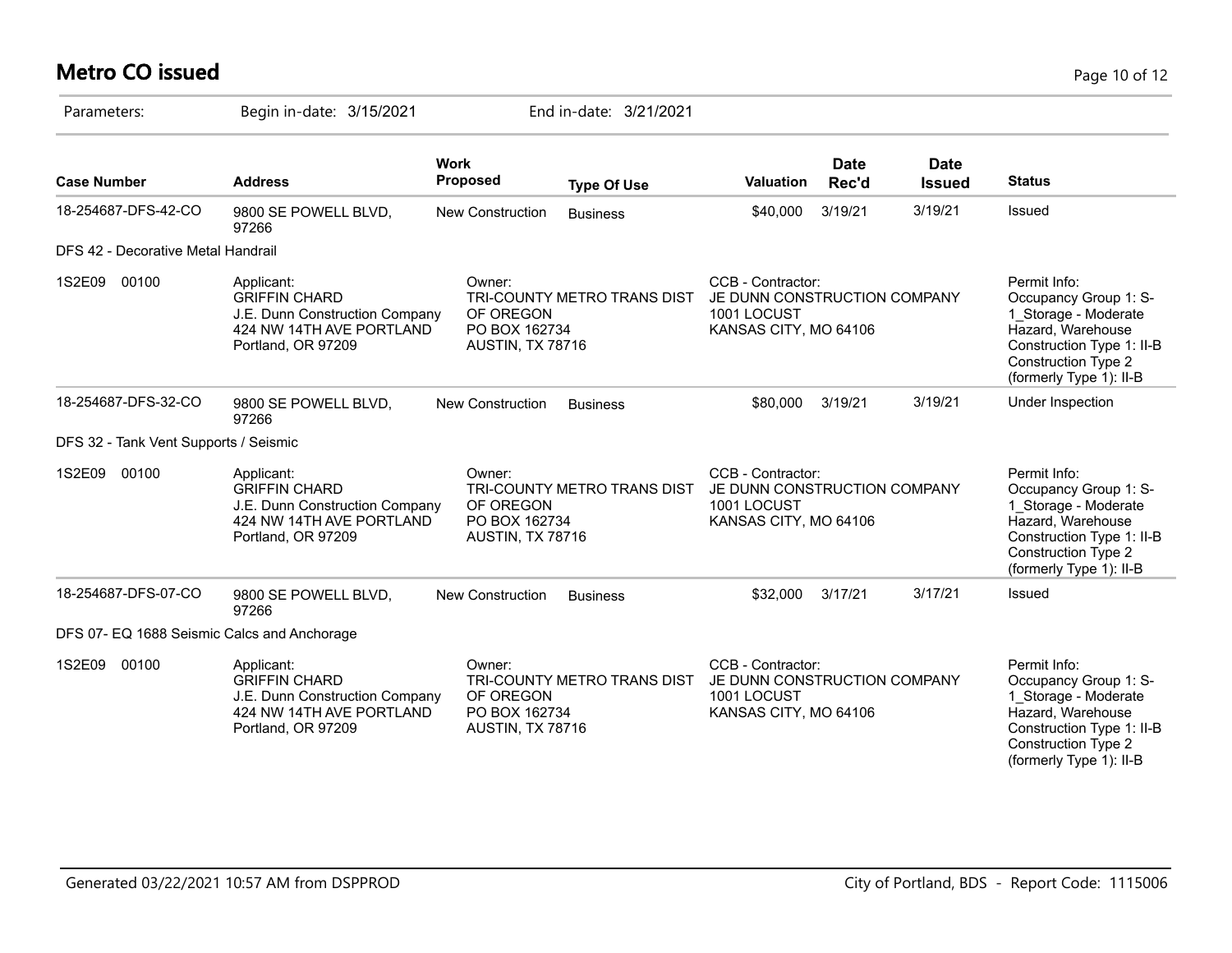# Metro CO issued

Parameters: Begin in-date: 3/15/2021 End in-date: 3/21/2021

| Case Number | Address | Work Proposed | Type Of Use | Valuation | Date Rec'd | Date Issued | Status |
|---|---|---|---|---|---|---|---|
| 18-254687-DFS-42-CO | 9800 SE POWELL BLVD, 97266 | New Construction | Business | $40,000 | 3/19/21 | 3/19/21 | Issued |
| DFS 42 - Decorative Metal Handrail | | | | | | | |
| 1S2E09 00100 | Applicant: GRIFFIN CHARD J.E. Dunn Construction Company 424 NW 14TH AVE PORTLAND Portland, OR 97209 | Owner: TRI-COUNTY METRO TRANS DIST OF OREGON PO BOX 162734 AUSTIN, TX 78716 | | CCB - Contractor: JE DUNN CONSTRUCTION COMPANY 1001 LOCUST KANSAS CITY, MO 64106 | | | Permit Info: Occupancy Group 1: S-1_Storage - Moderate Hazard, Warehouse Construction Type 1: II-B Construction Type 2 (formerly Type 1): II-B |
| 18-254687-DFS-32-CO | 9800 SE POWELL BLVD, 97266 | New Construction | Business | $80,000 | 3/19/21 | 3/19/21 | Under Inspection |
| DFS 32 - Tank Vent Supports / Seismic | | | | | | | |
| 1S2E09 00100 | Applicant: GRIFFIN CHARD J.E. Dunn Construction Company 424 NW 14TH AVE PORTLAND Portland, OR 97209 | Owner: TRI-COUNTY METRO TRANS DIST OF OREGON PO BOX 162734 AUSTIN, TX 78716 | | CCB - Contractor: JE DUNN CONSTRUCTION COMPANY 1001 LOCUST KANSAS CITY, MO 64106 | | | Permit Info: Occupancy Group 1: S-1_Storage - Moderate Hazard, Warehouse Construction Type 1: II-B Construction Type 2 (formerly Type 1): II-B |
| 18-254687-DFS-07-CO | 9800 SE POWELL BLVD, 97266 | New Construction | Business | $32,000 | 3/17/21 | 3/17/21 | Issued |
| DFS 07- EQ 1688 Seismic Calcs and Anchorage | | | | | | | |
| 1S2E09 00100 | Applicant: GRIFFIN CHARD J.E. Dunn Construction Company 424 NW 14TH AVE PORTLAND Portland, OR 97209 | Owner: TRI-COUNTY METRO TRANS DIST OF OREGON PO BOX 162734 AUSTIN, TX 78716 | | CCB - Contractor: JE DUNN CONSTRUCTION COMPANY 1001 LOCUST KANSAS CITY, MO 64106 | | | Permit Info: Occupancy Group 1: S-1_Storage - Moderate Hazard, Warehouse Construction Type 1: II-B Construction Type 2 (formerly Type 1): II-B |

Generated 03/22/2021 10:57 AM from DSPPROD City of Portland, BDS - Report Code: 1115006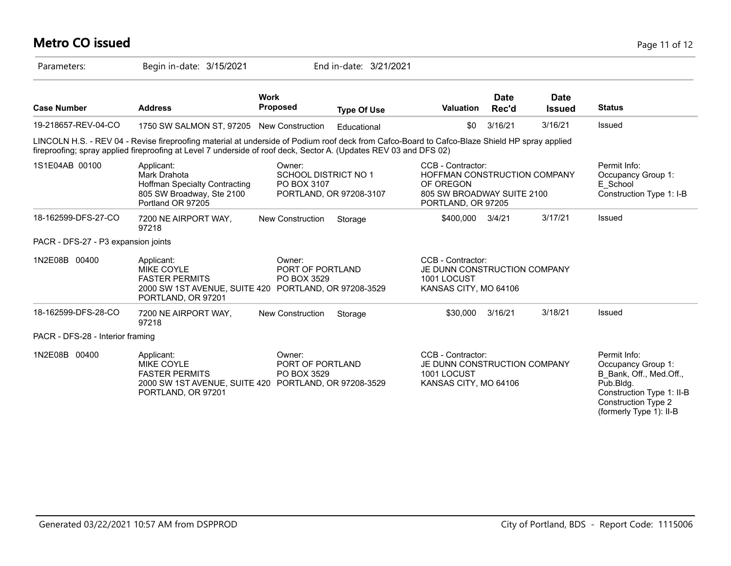# Metro CO issued

Parameters: Begin in-date: 3/15/2021 End in-date: 3/21/2021

| Case Number | Address | Work Proposed | Type Of Use | Valuation | Date Rec'd | Date Issued | Status |
|---|---|---|---|---|---|---|---|
| 19-218657-REV-04-CO | 1750 SW SALMON ST, 97205 | New Construction | Educational | $0 | 3/16/21 | 3/16/21 | Issued |

LINCOLN H.S. - REV 04 - Revise fireproofing material at underside of Podium roof deck from Cafco-Board to Cafco-Blaze Shield HP spray applied fireproofing; spray applied fireproofing at Level 7 underside of roof deck, Sector A. (Updates REV 03 and DFS 02)

| | | | | |
|---|---|---|---|---|
| 1S1E04AB 00100 | Applicant:<br>Mark Drahota<br>Hoffman Specialty Contracting<br>805 SW Broadway, Ste 2100<br>Portland OR 97205 | Owner:<br>SCHOOL DISTRICT NO 1<br>PO BOX 3107<br>PORTLAND, OR 97208-3107 | CCB - Contractor:<br>HOFFMAN CONSTRUCTION COMPANY OF OREGON<br>805 SW BROADWAY SUITE 2100<br>PORTLAND, OR 97205 | Permit Info:<br>Occupancy Group 1: E_School<br>Construction Type 1: I-B |

| Case Number | Address | Work Proposed | Type Of Use | Valuation | Date Rec'd | Date Issued | Status |
|---|---|---|---|---|---|---|---|
| 18-162599-DFS-27-CO | 7200 NE AIRPORT WAY, 97218 | New Construction | Storage | $400,000 | 3/4/21 | 3/17/21 | Issued |

PACR - DFS-27 - P3 expansion joints

| | | | |
|---|---|---|---|
| 1N2E08B 00400 | Applicant:<br>MIKE COYLE<br>FASTER PERMITS<br>2000 SW 1ST AVENUE, SUITE 420<br>PORTLAND, OR 97201 | Owner:<br>PORT OF PORTLAND<br>PO BOX 3529<br>PORTLAND, OR 97208-3529 | CCB - Contractor:<br>JE DUNN CONSTRUCTION COMPANY<br>1001 LOCUST<br>KANSAS CITY, MO 64106 |

| Case Number | Address | Work Proposed | Type Of Use | Valuation | Date Rec'd | Date Issued | Status |
|---|---|---|---|---|---|---|---|
| 18-162599-DFS-28-CO | 7200 NE AIRPORT WAY, 97218 | New Construction | Storage | $30,000 | 3/16/21 | 3/18/21 | Issued |

PACR - DFS-28 - Interior framing

| | | | | |
|---|---|---|---|---|
| 1N2E08B 00400 | Applicant:<br>MIKE COYLE<br>FASTER PERMITS<br>2000 SW 1ST AVENUE, SUITE 420<br>PORTLAND, OR 97201 | Owner:<br>PORT OF PORTLAND<br>PO BOX 3529<br>PORTLAND, OR 97208-3529 | CCB - Contractor:<br>JE DUNN CONSTRUCTION COMPANY<br>1001 LOCUST<br>KANSAS CITY, MO 64106 | Permit Info:<br>Occupancy Group 1: B_Bank, Off., Med.Off., Pub.Bldg.<br>Construction Type 1: II-B<br>Construction Type 2 (formerly Type 1): II-B |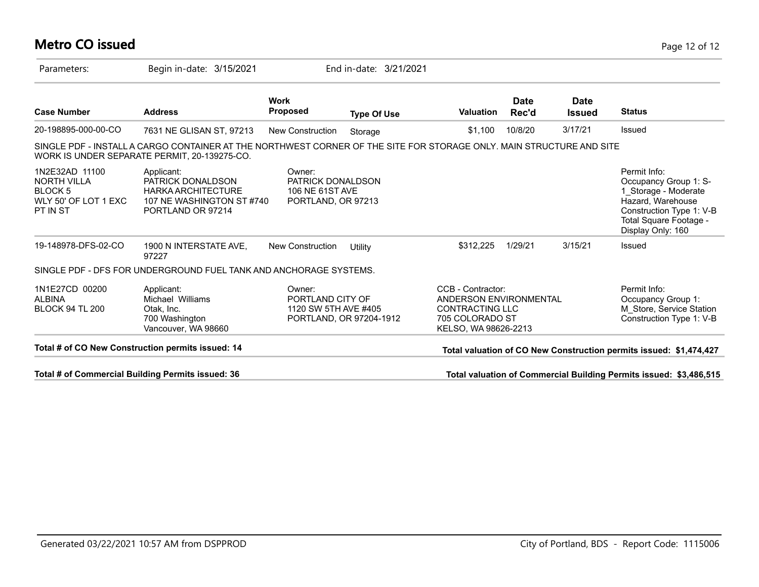# Metro CO issued

Parameters: Begin in-date: 3/15/2021 End in-date: 3/21/2021

| Case Number | Address | Work Proposed | Type Of Use | Valuation | Date Rec'd | Date Issued | Status |
|---|---|---|---|---|---|---|---|
| 20-198895-000-00-CO | 7631 NE GLISAN ST, 97213 | New Construction | Storage | $1,100 | 10/8/20 | 3/17/21 | Issued |

SINGLE PDF - INSTALL A CARGO CONTAINER AT THE NORTHWEST CORNER OF THE SITE FOR STORAGE ONLY. MAIN STRUCTURE AND SITE WORK IS UNDER SEPARATE PERMIT, 20-139275-CO.

1N2E32AD 11100
NORTH VILLA
BLOCK 5
WLY 50' OF LOT 1 EXC PT IN ST

Applicant:
PATRICK DONALDSON
HARKA ARCHITECTURE
107 NE WASHINGTON ST #740
PORTLAND OR 97214

Owner:
PATRICK DONALDSON
106 NE 61ST AVE
PORTLAND, OR 97213

Permit Info:
Occupancy Group 1: S-1_Storage - Moderate Hazard, Warehouse
Construction Type 1: V-B
Total Square Footage - Display Only: 160

| Case Number | Address | Work Proposed | Type Of Use | Valuation | Date Rec'd | Date Issued | Status |
|---|---|---|---|---|---|---|---|
| 19-148978-DFS-02-CO | 1900 N INTERSTATE AVE, 97227 | New Construction | Utility | $312,225 | 1/29/21 | 3/15/21 | Issued |

SINGLE PDF - DFS FOR UNDERGROUND FUEL TANK AND ANCHORAGE SYSTEMS.

1N1E27CD 00200
ALBINA
BLOCK 94 TL 200

Applicant:
Michael Williams
Otak, Inc.
700 Washington
Vancouver, WA 98660

Owner:
PORTLAND CITY OF
1120 SW 5TH AVE #405
PORTLAND, OR 97204-1912

CCB - Contractor:
ANDERSON ENVIRONMENTAL CONTRACTING LLC
705 COLORADO ST
KELSO, WA 98626-2213

Permit Info:
Occupancy Group 1: M_Store, Service Station
Construction Type 1: V-B

**Total # of CO New Construction permits issued: 14**

**Total valuation of CO New Construction permits issued: $1,474,427**

**Total # of Commercial Building Permits issued: 36**

**Total valuation of Commercial Building Permits issued: $3,486,515**

Generated 03/22/2021 10:57 AM from DSPPROD

City of Portland, BDS - Report Code: 1115006